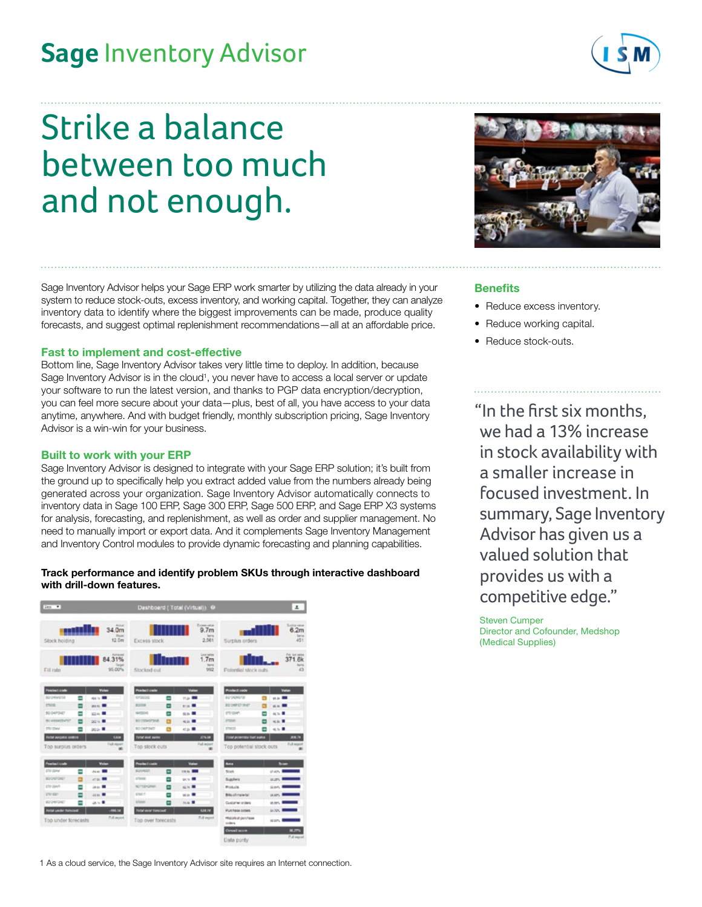# Sage Inventory Advisor

## Strike a balance between too much and not enough.

Sage Inventory Advisor helps your Sage ERP work smarter by utilizing the data already in your system to reduce stock-outs, excess inventory, and working capital. Together, they can analyze inventory data to identify where the biggest improvements can be made, produce quality forecasts, and suggest optimal replenishment recommendations—all at an affordable price.

### Fast to implement and cost-effective

Bottom line, Sage Inventory Advisor takes very little time to deploy. In addition, because Sage Inventory Advisor is in the cloud[1], you never have to access a local server or update your software to run the latest version, and thanks to PGP data encryption/decryption, you can feel more secure about your data—plus, best of all, you have access to your data anytime, anywhere. And with budget friendly, monthly subscription pricing, Sage Inventory Advisor is a win-win for your business.

### Built to work with your ERP

Sage Inventory Advisor is designed to integrate with your Sage ERP solution; it's built from the ground up to specifically help you extract added value from the numbers already being generated across your organization. Sage Inventory Advisor automatically connects to inventory data in Sage 100 ERP, Sage 300 ERP, Sage 500 ERP, and Sage ERP X3 systems for analysis, forecasting, and replenishment, as well as order and supplier management. No need to manually import or export data. And it complements Sage Inventory Management and Inventory Control modules to provide dynamic forecasting and planning capabilities.

**Track performance and identify problem SKUs through interactive dashboard with drill-down features.**

### Benefits

- Reduce excess inventory.
- Reduce working capital.
- Reduce stock-outs.

"In the first six months, we had a 13% increase in stock availability with a smaller increase in focused investment. In summary, Sage Inventory Advisor has given us a valued solution that provides us with a competitive edge."

Steven Cumper
Director and Cofounder, Medshop
(Medical Supplies)

1 As a cloud service, the Sage Inventory Advisor site requires an Internet connection.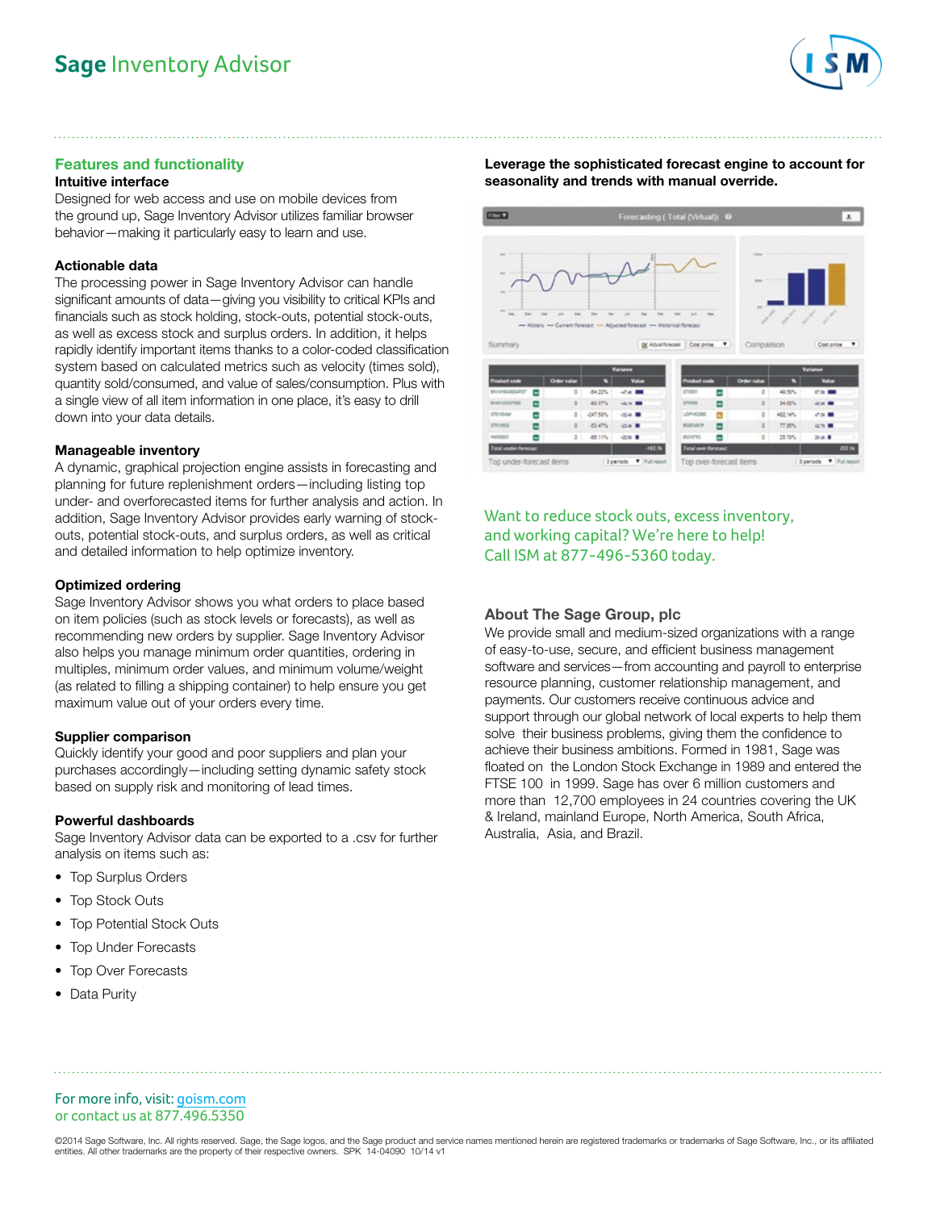# Sage Inventory Advisor

## Features and functionality

### Intuitive interface

Designed for web access and use on mobile devices from the ground up, Sage Inventory Advisor utilizes familiar browser behavior—making it particularly easy to learn and use.

### Actionable data

The processing power in Sage Inventory Advisor can handle significant amounts of data—giving you visibility to critical KPIs and financials such as stock holding, stock-outs, potential stock-outs, as well as excess stock and surplus orders. In addition, it helps rapidly identify important items thanks to a color-coded classification system based on calculated metrics such as velocity (times sold), quantity sold/consumed, and value of sales/consumption. Plus with a single view of all item information in one place, it's easy to drill down into your data details.

### Manageable inventory

A dynamic, graphical projection engine assists in forecasting and planning for future replenishment orders—including listing top under- and overforecasted items for further analysis and action. In addition, Sage Inventory Advisor provides early warning of stock-outs, potential stock-outs, and surplus orders, as well as critical and detailed information to help optimize inventory.

### Optimized ordering

Sage Inventory Advisor shows you what orders to place based on item policies (such as stock levels or forecasts), as well as recommending new orders by supplier. Sage Inventory Advisor also helps you manage minimum order quantities, ordering in multiples, minimum order values, and minimum volume/weight (as related to filling a shipping container) to help ensure you get maximum value out of your orders every time.

### Supplier comparison

Quickly identify your good and poor suppliers and plan your purchases accordingly—including setting dynamic safety stock based on supply risk and monitoring of lead times.

### Powerful dashboards

Sage Inventory Advisor data can be exported to a .csv for further analysis on items such as:

- Top Surplus Orders
- Top Stock Outs
- Top Potential Stock Outs
- Top Under Forecasts
- Top Over Forecasts
- Data Purity

**Leverage the sophisticated forecast engine to account for seasonality and trends with manual override.**

Want to reduce stock outs, excess inventory, and working capital? We're here to help! Call ISM at 877-496-5360 today.

### About The Sage Group, plc

We provide small and medium-sized organizations with a range of easy-to-use, secure, and efficient business management software and services—from accounting and payroll to enterprise resource planning, customer relationship management, and payments. Our customers receive continuous advice and support through our global network of local experts to help them solve their business problems, giving them the confidence to achieve their business ambitions. Formed in 1981, Sage was floated on the London Stock Exchange in 1989 and entered the FTSE 100 in 1999. Sage has over 6 million customers and more than 12,700 employees in 24 countries covering the UK & Ireland, mainland Europe, North America, South Africa, Australia, Asia, and Brazil.

For more info, visit: goism.com
or contact us at 877.496.5350

©2014 Sage Software, Inc. All rights reserved. Sage, the Sage logos, and the Sage product and service names mentioned herein are registered trademarks or trademarks of Sage Software, Inc., or its affiliated entities. All other trademarks are the property of their respective owners. SPK 14-04090 10/14 v1